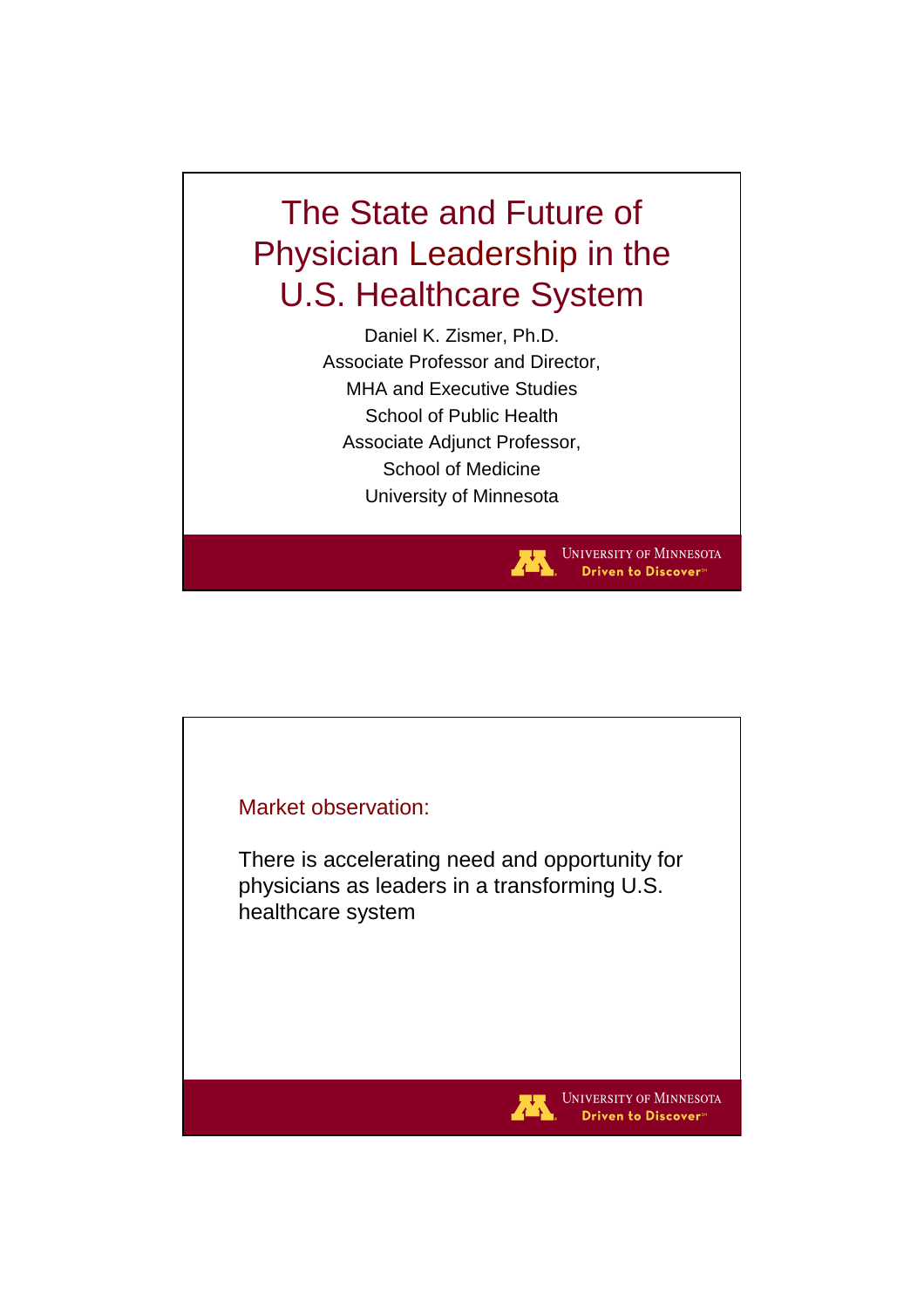# The State and Future of Physician Leadership in the U.S. Healthcare System

Daniel K. Zismer, Ph.D.
Associate Professor and Director,
MHA and Executive Studies
School of Public Health
Associate Adjunct Professor,
School of Medicine
University of Minnesota

University of Minnesota
Driven to Discover

---

## Market observation:

There is accelerating need and opportunity for physicians as leaders in a transforming U.S. healthcare system

University of Minnesota
Driven to Discover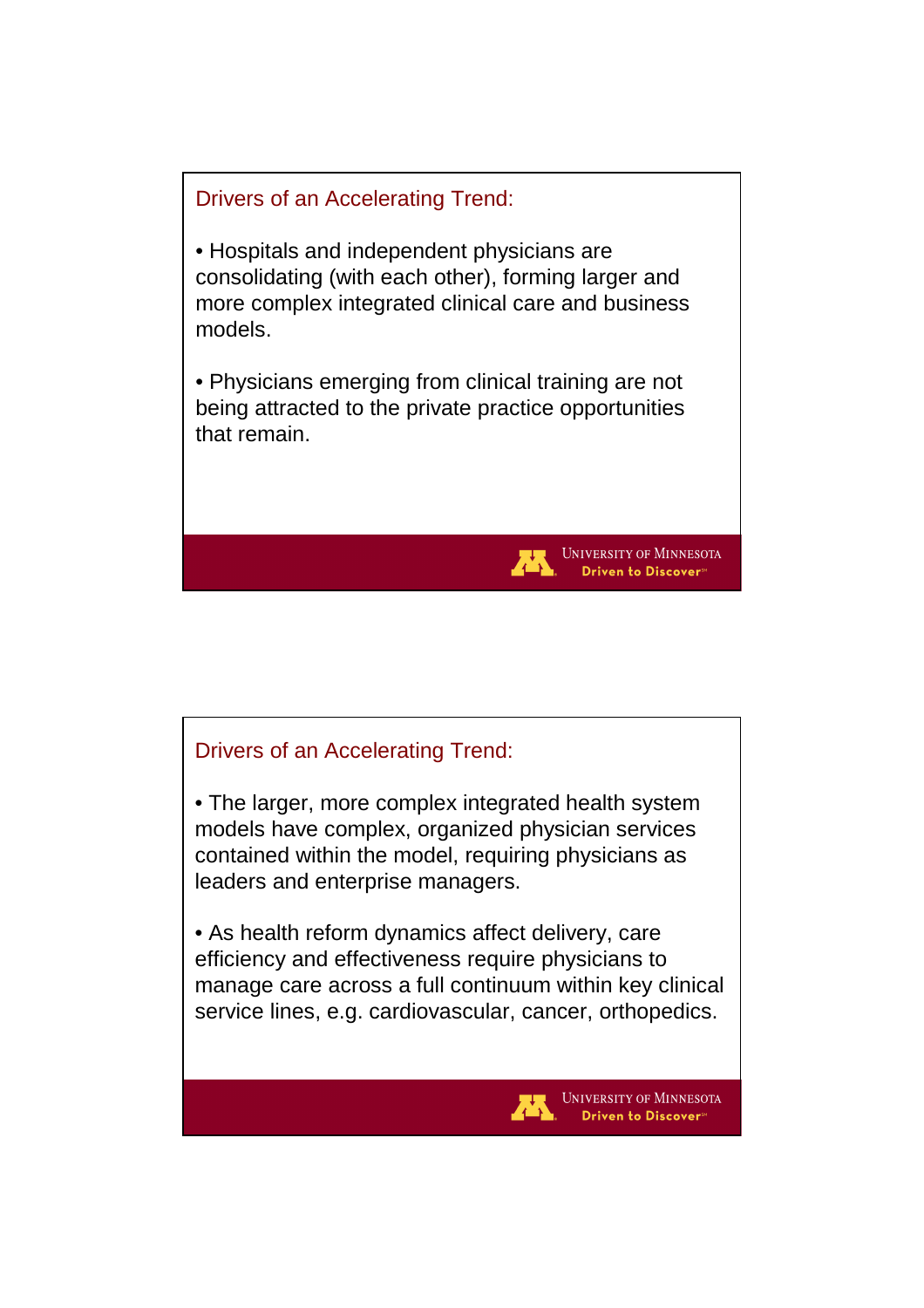## Drivers of an Accelerating Trend:

- Hospitals and independent physicians are consolidating (with each other), forming larger and more complex integrated clinical care and business models.
- Physicians emerging from clinical training are not being attracted to the private practice opportunities that remain.

## Drivers of an Accelerating Trend:

- The larger, more complex integrated health system models have complex, organized physician services contained within the model, requiring physicians as leaders and enterprise managers.
- As health reform dynamics affect delivery, care efficiency and effectiveness require physicians to manage care across a full continuum within key clinical service lines, e.g. cardiovascular, cancer, orthopedics.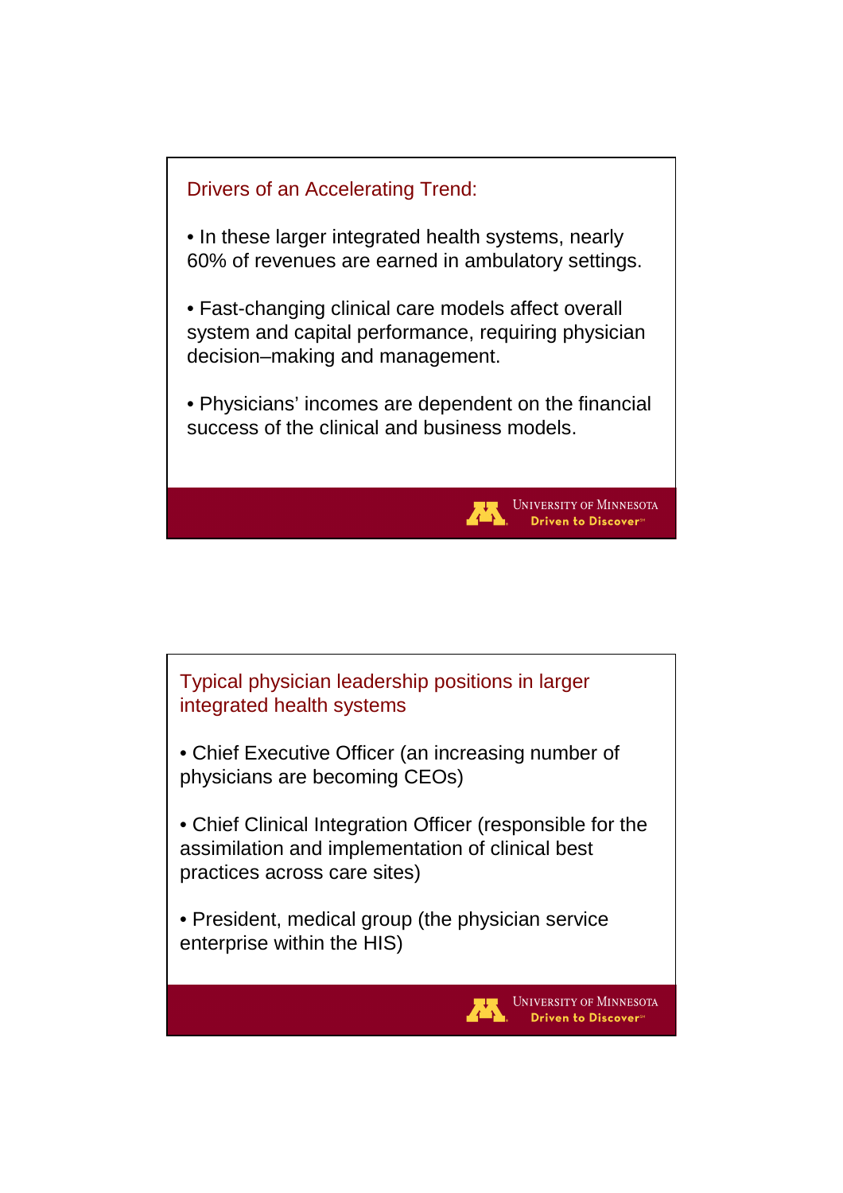## Drivers of an Accelerating Trend:

- In these larger integrated health systems, nearly 60% of revenues are earned in ambulatory settings.
- Fast-changing clinical care models affect overall system and capital performance, requiring physician decision–making and management.
- Physicians' incomes are dependent on the financial success of the clinical and business models.

## Typical physician leadership positions in larger integrated health systems

- Chief Executive Officer (an increasing number of physicians are becoming CEOs)
- Chief Clinical Integration Officer (responsible for the assimilation and implementation of clinical best practices across care sites)
- President, medical group (the physician service enterprise within the HIS)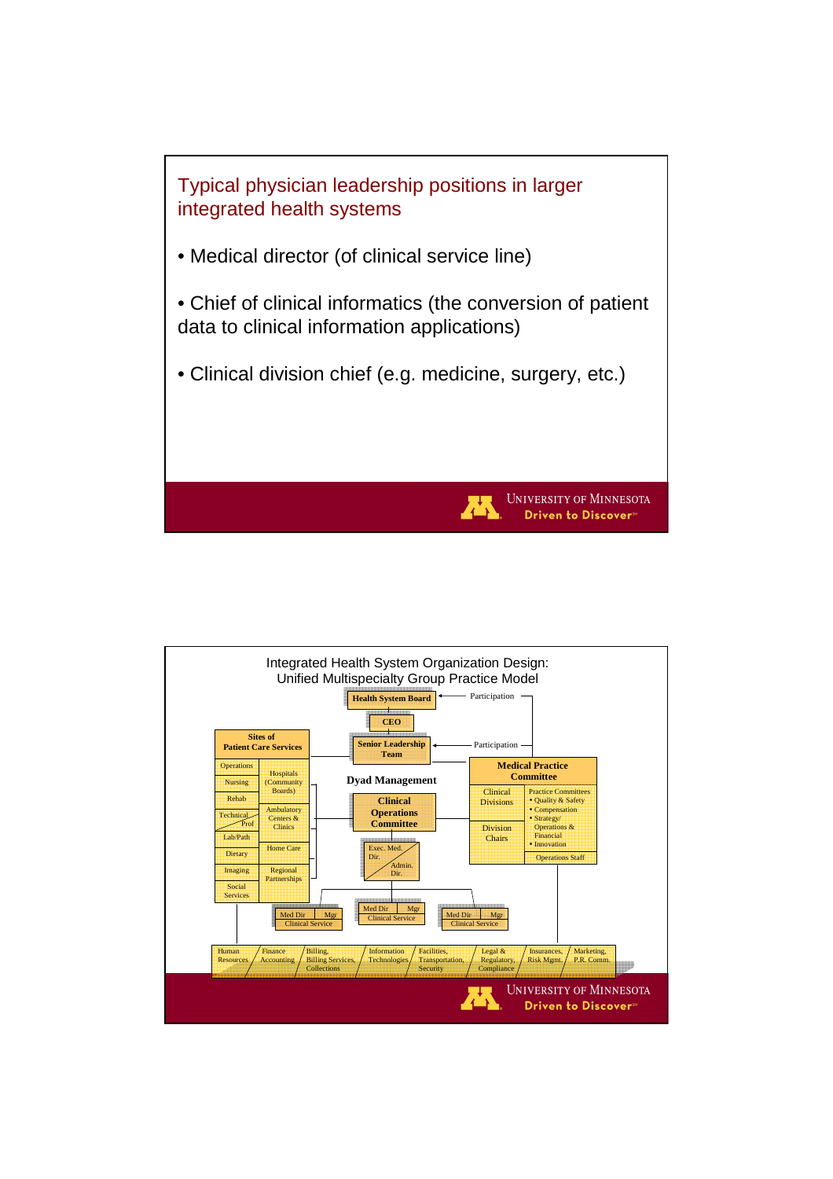## Typical physician leadership positions in larger integrated health systems

- Medical director (of clinical service line)
- Chief of clinical informatics (the conversion of patient data to clinical information applications)
- Clinical division chief (e.g. medicine, surgery, etc.)

University of Minnesota
Driven to Discover

## Integrated Health System Organization Design: Unified Multispecialty Group Practice Model

Health System Board ← Participation

CEO

Senior Leadership Team ← Participation

**Sites of Patient Care Services**

- Operations
- Nursing
- Rehab
- Technical / Prof
- Lab/Path
- Dietary
- Imaging
- Social Services

- Hospitals (Community Boards)
- Ambulatory Centers & Clinics
- Home Care
- Regional Partnerships

**Dyad Management**

**Clinical Operations Committee**

Exec. Med. Dir. / Admin. Dir.

**Medical Practice Committee**

- Clinical Divisions
- Division Chairs

Practice Committees

- Quality & Safety
- Compensation
- Strategy/ Operations & Financial
- Innovation

Operations Staff

Med Dir / Mgr — Clinical Service

Med Dir / Mgr — Clinical Service

Med Dir / Mgr — Clinical Service

Human Resources / Finance Accounting / Billing, Billing Services, Collections / Information Technologies / Facilities, Transportation, Security / Legal & Regulatory, Compliance / Insurances, Risk Mgmt. / Marketing, P.R. Comm.

University of Minnesota
Driven to Discover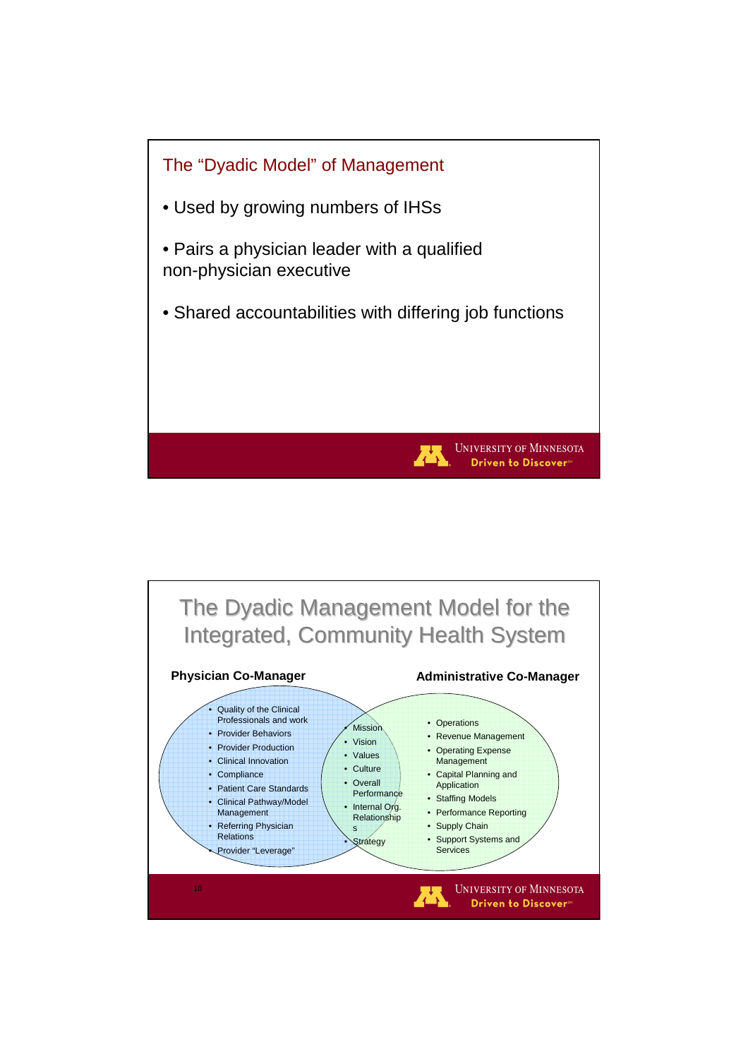## The "Dyadic Model" of Management

- Used by growing numbers of IHSs
- Pairs a physician leader with a qualified non-physician executive
- Shared accountabilities with differing job functions

University of Minnesota — Driven to Discover℠

## The Dyadic Management Model for the Integrated, Community Health System

**Physician Co-Manager**

- Quality of the Clinical Professionals and work
- Provider Behaviors
- Provider Production
- Clinical Innovation
- Compliance
- Patient Care Standards
- Clinical Pathway/Model Management
- Referring Physician Relations
- Provider "Leverage"

**Shared (overlap)**

- Mission
- Vision
- Values
- Culture
- Overall Performance
- Internal Org. Relationships
- Strategy

**Administrative Co-Manager**

- Operations
- Revenue Management
- Operating Expense Management
- Capital Planning and Application
- Staffing Models
- Performance Reporting
- Supply Chain
- Support Systems and Services

University of Minnesota — Driven to Discover℠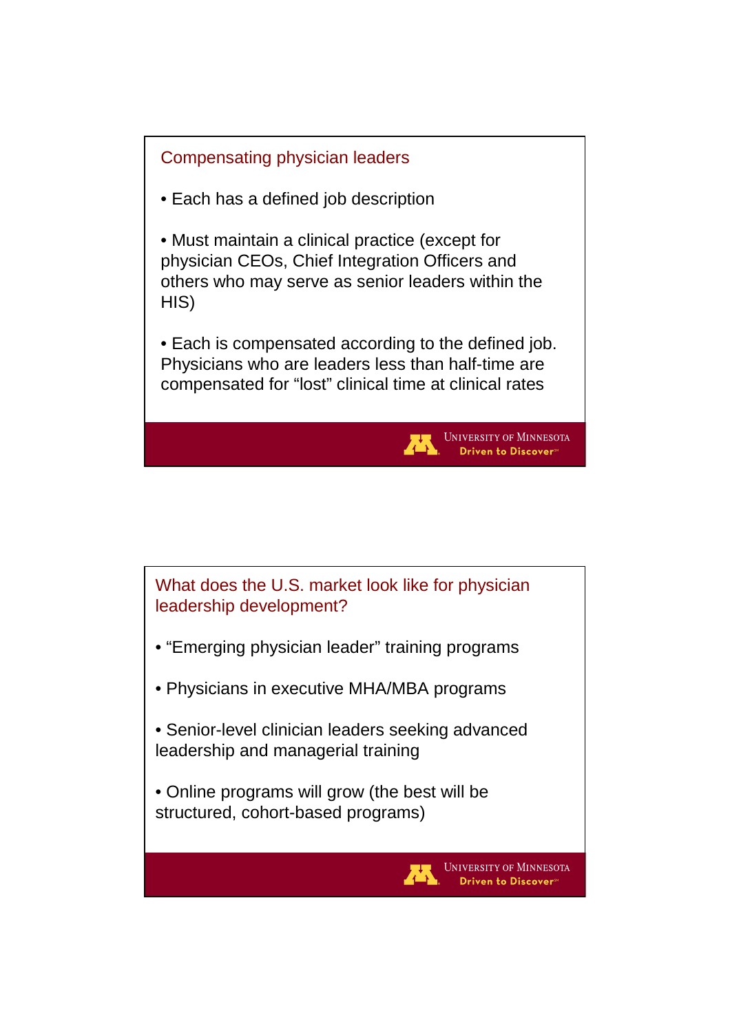## Compensating physician leaders

- Each has a defined job description
- Must maintain a clinical practice (except for physician CEOs, Chief Integration Officers and others who may serve as senior leaders within the HIS)
- Each is compensated according to the defined job. Physicians who are leaders less than half-time are compensated for "lost" clinical time at clinical rates

## What does the U.S. market look like for physician leadership development?

- "Emerging physician leader" training programs
- Physicians in executive MHA/MBA programs
- Senior-level clinician leaders seeking advanced leadership and managerial training
- Online programs will grow (the best will be structured, cohort-based programs)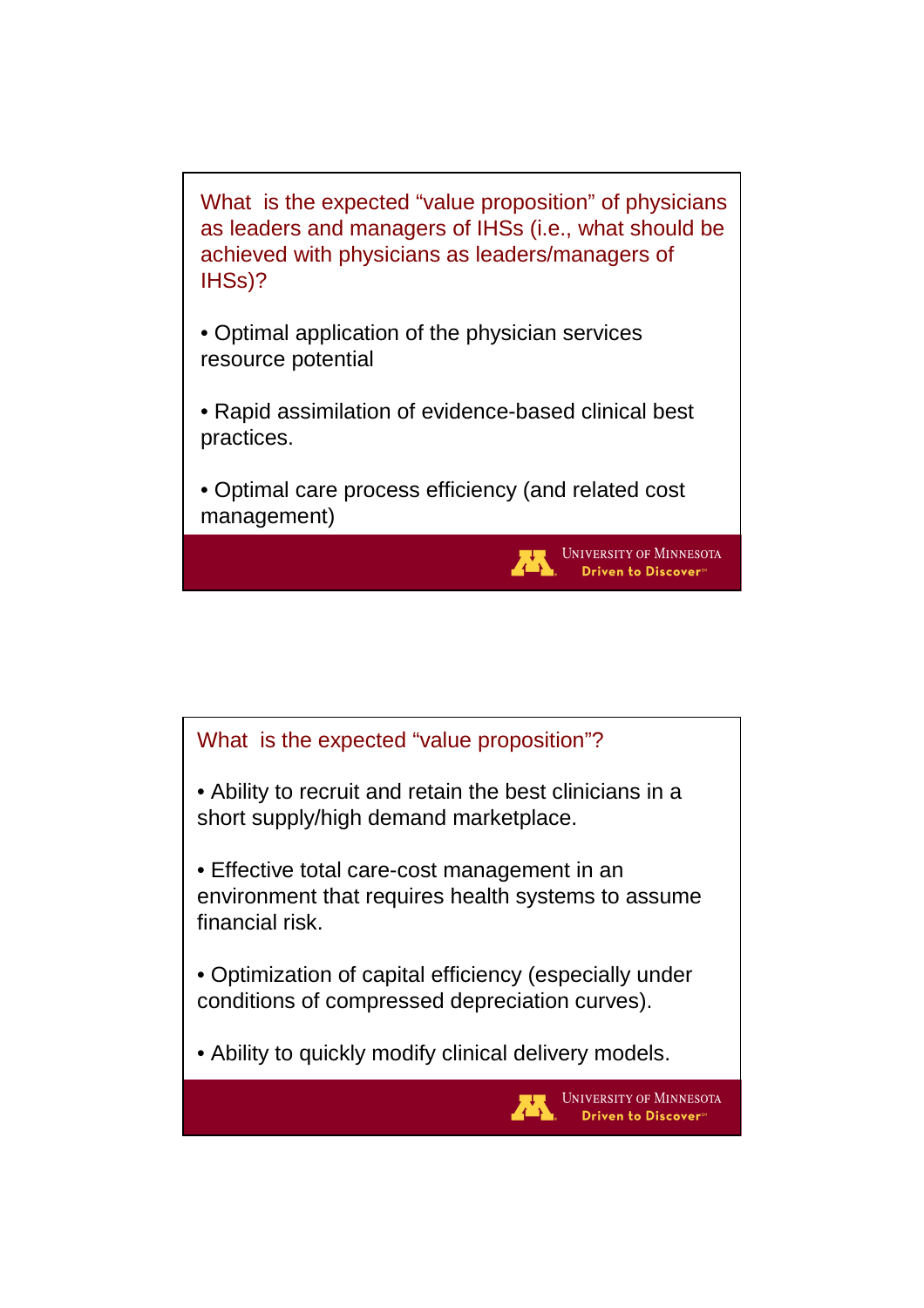## What is the expected "value proposition" of physicians as leaders and managers of IHSs (i.e., what should be achieved with physicians as leaders/managers of IHSs)?

- Optimal application of the physician services resource potential
- Rapid assimilation of evidence-based clinical best practices.
- Optimal care process efficiency (and related cost management)

## What is the expected "value proposition"?

- Ability to recruit and retain the best clinicians in a short supply/high demand marketplace.
- Effective total care-cost management in an environment that requires health systems to assume financial risk.
- Optimization of capital efficiency (especially under conditions of compressed depreciation curves).
- Ability to quickly modify clinical delivery models.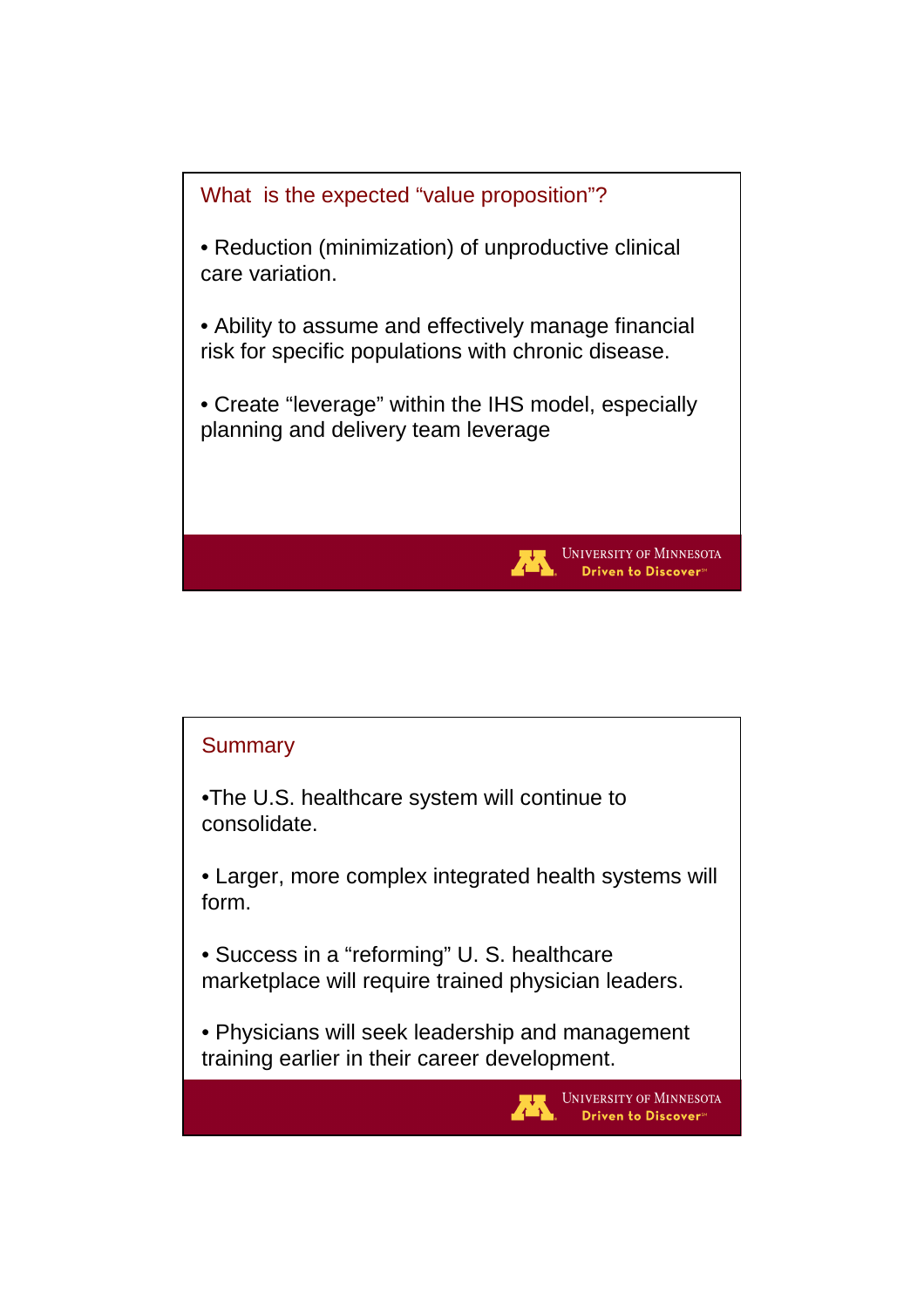## What is the expected "value proposition"?

- Reduction (minimization) of unproductive clinical care variation.
- Ability to assume and effectively manage financial risk for specific populations with chronic disease.
- Create "leverage" within the IHS model, especially planning and delivery team leverage

## Summary

- The U.S. healthcare system will continue to consolidate.
- Larger, more complex integrated health systems will form.
- Success in a "reforming" U. S. healthcare marketplace will require trained physician leaders.
- Physicians will seek leadership and management training earlier in their career development.